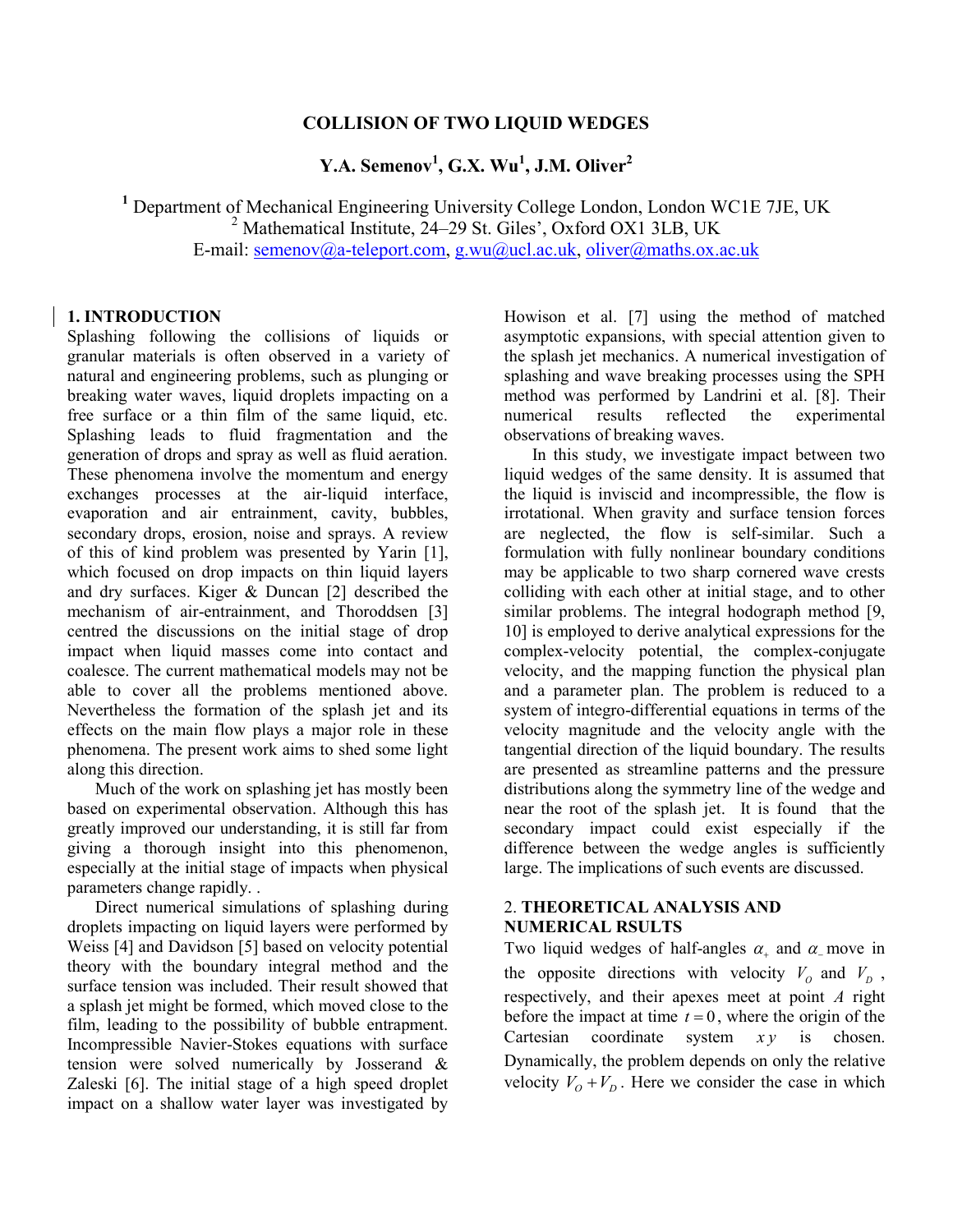# COLLISION OF TWO LIQUID WEDGES

**Y.A. Semenov[1], G.X. Wu[1], J.M. Oliver[2]**

[1] Department of Mechanical Engineering University College London, London WC1E 7JE, UK
[2] Mathematical Institute, 24–29 St. Giles', Oxford OX1 3LB, UK
E-mail: semenov@a-teleport.com, g.wu@ucl.ac.uk, oliver@maths.ox.ac.uk

## 1. INTRODUCTION

Splashing following the collisions of liquids or granular materials is often observed in a variety of natural and engineering problems, such as plunging or breaking water waves, liquid droplets impacting on a free surface or a thin film of the same liquid, etc. Splashing leads to fluid fragmentation and the generation of drops and spray as well as fluid aeration. These phenomena involve the momentum and energy exchanges processes at the air-liquid interface, evaporation and air entrainment, cavity, bubbles, secondary drops, erosion, noise and sprays. A review of this of kind problem was presented by Yarin [1], which focused on drop impacts on thin liquid layers and dry surfaces. Kiger & Duncan [2] described the mechanism of air-entrainment, and Thoroddsen [3] centred the discussions on the initial stage of drop impact when liquid masses come into contact and coalesce. The current mathematical models may not be able to cover all the problems mentioned above. Nevertheless the formation of the splash jet and its effects on the main flow plays a major role in these phenomena. The present work aims to shed some light along this direction.

Much of the work on splashing jet has mostly been based on experimental observation. Although this has greatly improved our understanding, it is still far from giving a thorough insight into this phenomenon, especially at the initial stage of impacts when physical parameters change rapidly. .

Direct numerical simulations of splashing during droplets impacting on liquid layers were performed by Weiss [4] and Davidson [5] based on velocity potential theory with the boundary integral method and the surface tension was included. Their result showed that a splash jet might be formed, which moved close to the film, leading to the possibility of bubble entrapment. Incompressible Navier-Stokes equations with surface tension were solved numerically by Josserand & Zaleski [6]. The initial stage of a high speed droplet impact on a shallow water layer was investigated by Howison et al. [7] using the method of matched asymptotic expansions, with special attention given to the splash jet mechanics. A numerical investigation of splashing and wave breaking processes using the SPH method was performed by Landrini et al. [8]. Their numerical results reflected the experimental observations of breaking waves.

In this study, we investigate impact between two liquid wedges of the same density. It is assumed that the liquid is inviscid and incompressible, the flow is irrotational. When gravity and surface tension forces are neglected, the flow is self-similar. Such a formulation with fully nonlinear boundary conditions may be applicable to two sharp cornered wave crests colliding with each other at initial stage, and to other similar problems. The integral hodograph method [9, 10] is employed to derive analytical expressions for the complex-velocity potential, the complex-conjugate velocity, and the mapping function the physical plan and a parameter plan. The problem is reduced to a system of integro-differential equations in terms of the velocity magnitude and the velocity angle with the tangential direction of the liquid boundary. The results are presented as streamline patterns and the pressure distributions along the symmetry line of the wedge and near the root of the splash jet. It is found that the secondary impact could exist especially if the difference between the wedge angles is sufficiently large. The implications of such events are discussed.

## 2. THEORETICAL ANALYSIS AND NUMERICAL RSULTS

Two liquid wedges of half-angles $\alpha_+$ and $\alpha_-$ move in the opposite directions with velocity $V_O$ and $V_D$, respectively, and their apexes meet at point $A$ right before the impact at time $t = 0$, where the origin of the Cartesian coordinate system $xy$ is chosen. Dynamically, the problem depends on only the relative velocity $V_O + V_D$. Here we consider the case in which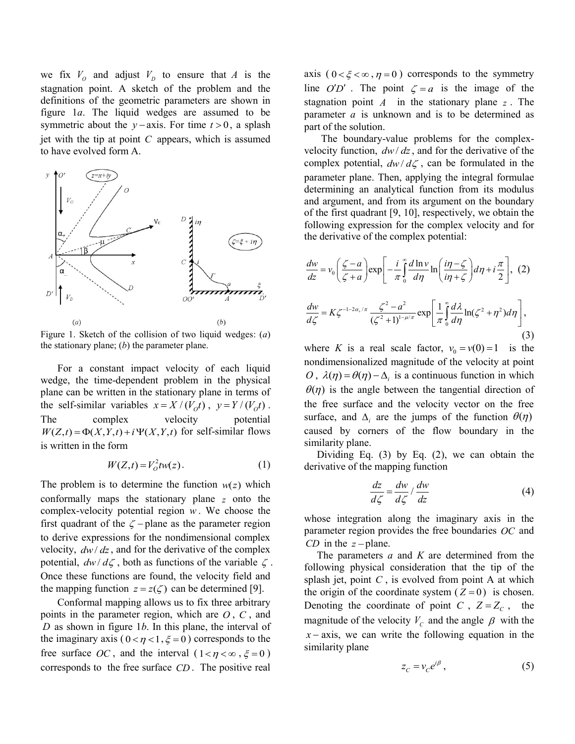we fix $V_O$ and adjust $V_D$ to ensure that $A$ is the stagnation point. A sketch of the problem and the definitions of the geometric parameters are shown in figure 1*a*. The liquid wedges are assumed to be symmetric about the $y-$axis. For time $t > 0$, a splash jet with the tip at point $C$ appears, which is assumed to have evolved form A.

Figure 1. Sketch of the collision of two liquid wedges: (*a*) the stationary plane; (*b*) the parameter plane.

For a constant impact velocity of each liquid wedge, the time-dependent problem in the physical plane can be written in the stationary plane in terms of the self-similar variables $x = X/(V_O t)$, $y = Y/(V_O t)$. The complex velocity potential $W(Z,t) = \Phi(X,Y,t) + i\Psi(X,Y,t)$ for self-similar flows is written in the form

$$W(Z,t) = V_O^2 t w(z). \qquad (1)$$

The problem is to determine the function $w(z)$ which conformally maps the stationary plane $z$ onto the complex-velocity potential region $w$. We choose the first quadrant of the $\zeta-$plane as the parameter region to derive expressions for the nondimensional complex velocity, $dw/dz$, and for the derivative of the complex potential, $dw/d\zeta$, both as functions of the variable $\zeta$. Once these functions are found, the velocity field and the mapping function $z = z(\zeta)$ can be determined [9].

Conformal mapping allows us to fix three arbitrary points in the parameter region, which are $O$, $C$, and $D$ as shown in figure 1*b*. In this plane, the interval of the imaginary axis ($0 < \eta < 1$, $\xi = 0$) corresponds to the free surface $OC$, and the interval ($1 < \eta < \infty$, $\xi = 0$) corresponds to the free surface $CD$. The positive real axis ($0 < \xi < \infty$, $\eta = 0$) corresponds to the symmetry line $O'D'$. The point $\zeta = a$ is the image of the stagnation point $A$ in the stationary plane $z$. The parameter $a$ is unknown and is to be determined as part of the solution.

The boundary-value problems for the complex-velocity function, $dw/dz$, and for the derivative of the complex potential, $dw/d\zeta$, can be formulated in the parameter plane. Then, applying the integral formulae determining an analytical function from its modulus and argument, and from its argument on the boundary of the first quadrant [9, 10], respectively, we obtain the following expression for the complex velocity and for the derivative of the complex potential:

$$\frac{dw}{dz} = v_0 \left(\frac{\zeta - a}{\zeta + a}\right) \exp\left[-\frac{i}{\pi}\int_0^\infty \frac{d\ln v}{d\eta} \ln\left(\frac{i\eta - \zeta}{i\eta + \zeta}\right) d\eta + i\frac{\pi}{2}\right], \quad (2)$$

$$\frac{dw}{d\zeta} = K\zeta^{-1-2\alpha_+/\pi} \frac{\zeta^2 - a^2}{(\zeta^2+1)^{1-\mu/\pi}} \exp\left[\frac{1}{\pi}\int_0^\infty \frac{d\lambda}{d\eta} \ln(\zeta^2 + \eta^2) d\eta\right], \quad (3)$$

where $K$ is a real scale factor, $v_0 = v(0) = 1$ is the nondimensionalized magnitude of the velocity at point $O$, $\lambda(\eta) = \theta(\eta) - \Delta_i$ is a continuous function in which $\theta(\eta)$ is the angle between the tangential direction of the free surface and the velocity vector on the free surface, and $\Delta_i$ are the jumps of the function $\theta(\eta)$ caused by corners of the flow boundary in the similarity plane.

Dividing Eq. (3) by Eq. (2), we can obtain the derivative of the mapping function

$$\frac{dz}{d\zeta} = \frac{dw}{d\zeta} \Big/ \frac{dw}{dz} \qquad (4)$$

whose integration along the imaginary axis in the parameter region provides the free boundaries $OC$ and $CD$ in the $z-$plane.

The parameters $a$ and $K$ are determined from the following physical consideration that the tip of the splash jet, point $C$, is evolved from point A at which the origin of the coordinate system ($Z = 0$) is chosen. Denoting the coordinate of point $C$, $Z = Z_C$, the magnitude of the velocity $V_C$ and the angle $\beta$ with the $x-$axis, we can write the following equation in the similarity plane

$$z_C = v_C e^{i\beta}, \qquad (5)$$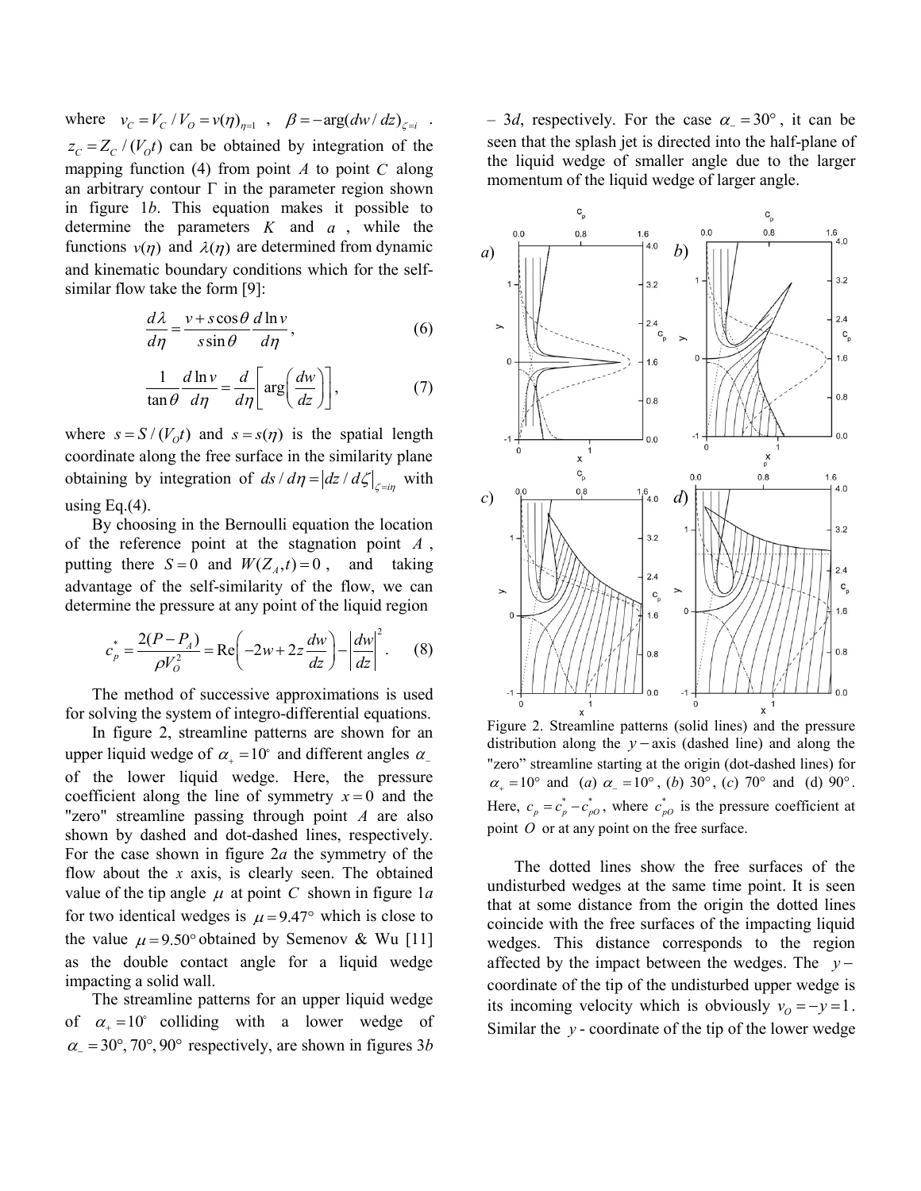where $v_C = V_C / V_O = v(\eta)_{\eta=1}$, $\beta = -\arg(dw/dz)_{\zeta=i}$. $z_C = Z_C / (V_O t)$ can be obtained by integration of the mapping function (4) from point $A$ to point $C$ along an arbitrary contour $\Gamma$ in the parameter region shown in figure 1*b*. This equation makes it possible to determine the parameters $K$ and $a$, while the functions $v(\eta)$ and $\lambda(\eta)$ are determined from dynamic and kinematic boundary conditions which for the self-similar flow take the form [9]:

$$\frac{d\lambda}{d\eta} = \frac{v + s\cos\theta}{s\sin\theta}\frac{d\ln v}{d\eta}, \tag{6}$$

$$\frac{1}{\tan\theta}\frac{d\ln v}{d\eta} = \frac{d}{d\eta}\left[\arg\left(\frac{dw}{dz}\right)\right], \tag{7}$$

where $s = S/(V_O t)$ and $s = s(\eta)$ is the spatial length coordinate along the free surface in the similarity plane obtaining by integration of $ds/d\eta = \left|dz/d\zeta\right|_{\zeta=i\eta}$ with using Eq.(4).

By choosing in the Bernoulli equation the location of the reference point at the stagnation point $A$, putting there $S = 0$ and $W(Z_A, t) = 0$, and taking advantage of the self-similarity of the flow, we can determine the pressure at any point of the liquid region

$$c_p^* = \frac{2(P - P_A)}{\rho V_O^2} = \mathrm{Re}\left(-2w + 2z\frac{dw}{dz}\right) - \left|\frac{dw}{dz}\right|^2. \tag{8}$$

The method of successive approximations is used for solving the system of integro-differential equations.

In figure 2, streamline patterns are shown for an upper liquid wedge of $\alpha_+ = 10^\circ$ and different angles $\alpha_-$ of the lower liquid wedge. Here, the pressure coefficient along the line of symmetry $x = 0$ and the "zero" streamline passing through point $A$ are also shown by dashed and dot-dashed lines, respectively. For the case shown in figure 2*a* the symmetry of the flow about the *x* axis, is clearly seen. The obtained value of the tip angle $\mu$ at point $C$ shown in figure 1*a* for two identical wedges is $\mu = 9.47^\circ$ which is close to the value $\mu = 9.50^\circ$ obtained by Semenov & Wu [11] as the double contact angle for a liquid wedge impacting a solid wall.

The streamline patterns for an upper liquid wedge of $\alpha_+ = 10^\circ$ colliding with a lower wedge of $\alpha_- = 30^\circ, 70^\circ, 90^\circ$ respectively, are shown in figures 3*b* – 3*d*, respectively. For the case $\alpha_- = 30^\circ$, it can be seen that the splash jet is directed into the half-plane of the liquid wedge of smaller angle due to the larger momentum of the liquid wedge of larger angle.

Figure 2. Streamline patterns (solid lines) and the pressure distribution along the $y-$axis (dashed line) and along the "zero" streamline starting at the origin (dot-dashed lines) for $\alpha_+ = 10^\circ$ and (*a*) $\alpha_- = 10^\circ$, (*b*) $30^\circ$, (*c*) $70^\circ$ and (d) $90^\circ$. Here, $c_p = c_p^* - c_{pO}^*$, where $c_{pO}^*$ is the pressure coefficient at point $O$ or at any point on the free surface.

The dotted lines show the free surfaces of the undisturbed wedges at the same time point. It is seen that at some distance from the origin the dotted lines coincide with the free surfaces of the impacting liquid wedges. This distance corresponds to the region affected by the impact between the wedges. The $y-$coordinate of the tip of the undisturbed upper wedge is its incoming velocity which is obviously $v_O = -y = 1$. Similar the $y$ - coordinate of the tip of the lower wedge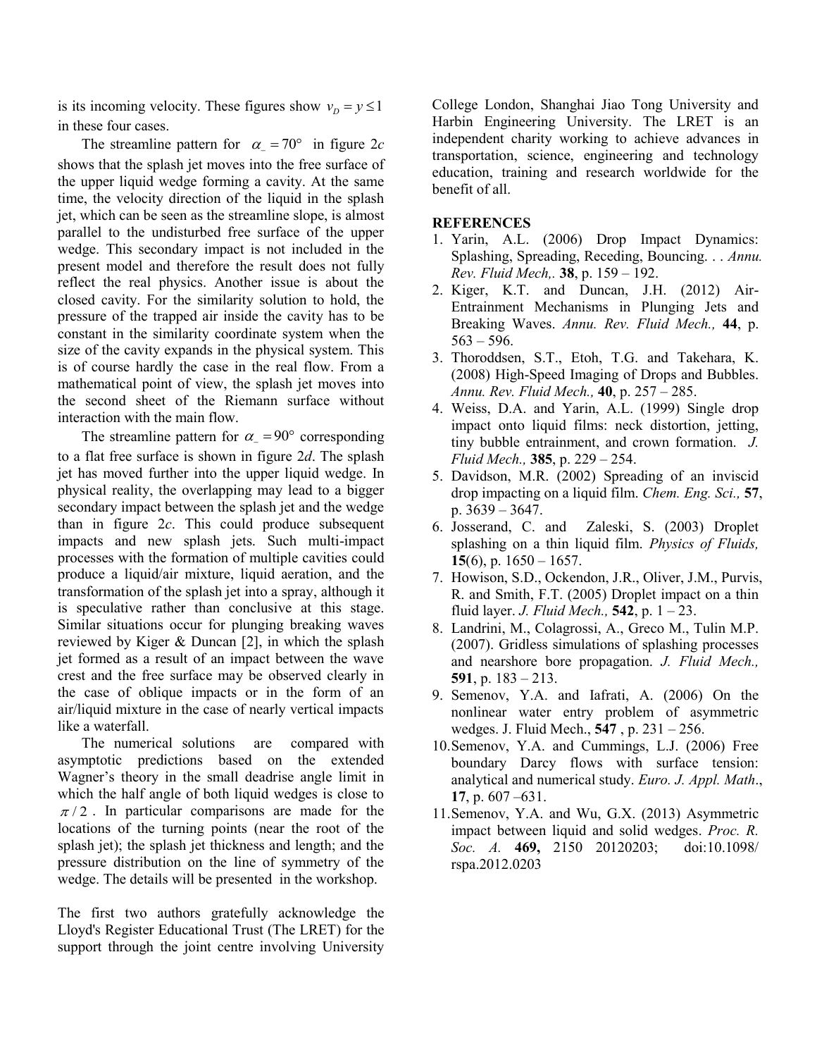is its incoming velocity. These figures show $v_D = y \leq 1$ in these four cases.

The streamline pattern for $\alpha_{-} = 70°$ in figure 2*c* shows that the splash jet moves into the free surface of the upper liquid wedge forming a cavity. At the same time, the velocity direction of the liquid in the splash jet, which can be seen as the streamline slope, is almost parallel to the undisturbed free surface of the upper wedge. This secondary impact is not included in the present model and therefore the result does not fully reflect the real physics. Another issue is about the closed cavity. For the similarity solution to hold, the pressure of the trapped air inside the cavity has to be constant in the similarity coordinate system when the size of the cavity expands in the physical system. This is of course hardly the case in the real flow. From a mathematical point of view, the splash jet moves into the second sheet of the Riemann surface without interaction with the main flow.

The streamline pattern for $\alpha_{-} = 90°$ corresponding to a flat free surface is shown in figure 2*d*. The splash jet has moved further into the upper liquid wedge. In physical reality, the overlapping may lead to a bigger secondary impact between the splash jet and the wedge than in figure 2*c*. This could produce subsequent impacts and new splash jets. Such multi-impact processes with the formation of multiple cavities could produce a liquid/air mixture, liquid aeration, and the transformation of the splash jet into a spray, although it is speculative rather than conclusive at this stage. Similar situations occur for plunging breaking waves reviewed by Kiger & Duncan [2], in which the splash jet formed as a result of an impact between the wave crest and the free surface may be observed clearly in the case of oblique impacts or in the form of an air/liquid mixture in the case of nearly vertical impacts like a waterfall.

The numerical solutions are compared with asymptotic predictions based on the extended Wagner's theory in the small deadrise angle limit in which the half angle of both liquid wedges is close to $\pi/2$. In particular comparisons are made for the locations of the turning points (near the root of the splash jet); the splash jet thickness and length; and the pressure distribution on the line of symmetry of the wedge. The details will be presented in the workshop.

The first two authors gratefully acknowledge the Lloyd's Register Educational Trust (The LRET) for the support through the joint centre involving University College London, Shanghai Jiao Tong University and Harbin Engineering University. The LRET is an independent charity working to achieve advances in transportation, science, engineering and technology education, training and research worldwide for the benefit of all.

## REFERENCES

1. Yarin, A.L. (2006) Drop Impact Dynamics: Splashing, Spreading, Receding, Bouncing. . . *Annu. Rev. Fluid Mech,.* **38**, p. 159 – 192.
2. Kiger, K.T. and Duncan, J.H. (2012) Air-Entrainment Mechanisms in Plunging Jets and Breaking Waves. *Annu. Rev. Fluid Mech.,* **44**, p. 563 – 596.
3. Thoroddsen, S.T., Etoh, T.G. and Takehara, K. (2008) High-Speed Imaging of Drops and Bubbles. *Annu. Rev. Fluid Mech.,* **40**, p. 257 – 285.
4. Weiss, D.A. and Yarin, A.L. (1999) Single drop impact onto liquid films: neck distortion, jetting, tiny bubble entrainment, and crown formation. *J. Fluid Mech.,* **385**, p. 229 – 254.
5. Davidson, M.R. (2002) Spreading of an inviscid drop impacting on a liquid film. *Chem. Eng. Sci.,* **57**, p. 3639 – 3647.
6. Josserand, C. and Zaleski, S. (2003) Droplet splashing on a thin liquid film. *Physics of Fluids,* **15**(6), p. 1650 – 1657.
7. Howison, S.D., Ockendon, J.R., Oliver, J.M., Purvis, R. and Smith, F.T. (2005) Droplet impact on a thin fluid layer. *J. Fluid Mech.,* **542**, p. 1 – 23.
8. Landrini, M., Colagrossi, A., Greco M., Tulin M.P. (2007). Gridless simulations of splashing processes and nearshore bore propagation. *J. Fluid Mech.,* **591**, p. 183 – 213.
9. Semenov, Y.A. and Iafrati, A. (2006) On the nonlinear water entry problem of asymmetric wedges. J. Fluid Mech., **547** , p. 231 – 256.
10. Semenov, Y.A. and Cummings, L.J. (2006) Free boundary Darcy flows with surface tension: analytical and numerical study. *Euro. J. Appl. Math*., **17**, p. 607 –631.
11. Semenov, Y.A. and Wu, G.X. (2013) Asymmetric impact between liquid and solid wedges. *Proc. R. Soc. A.* **469,** 2150 20120203; doi:10.1098/ rspa.2012.0203